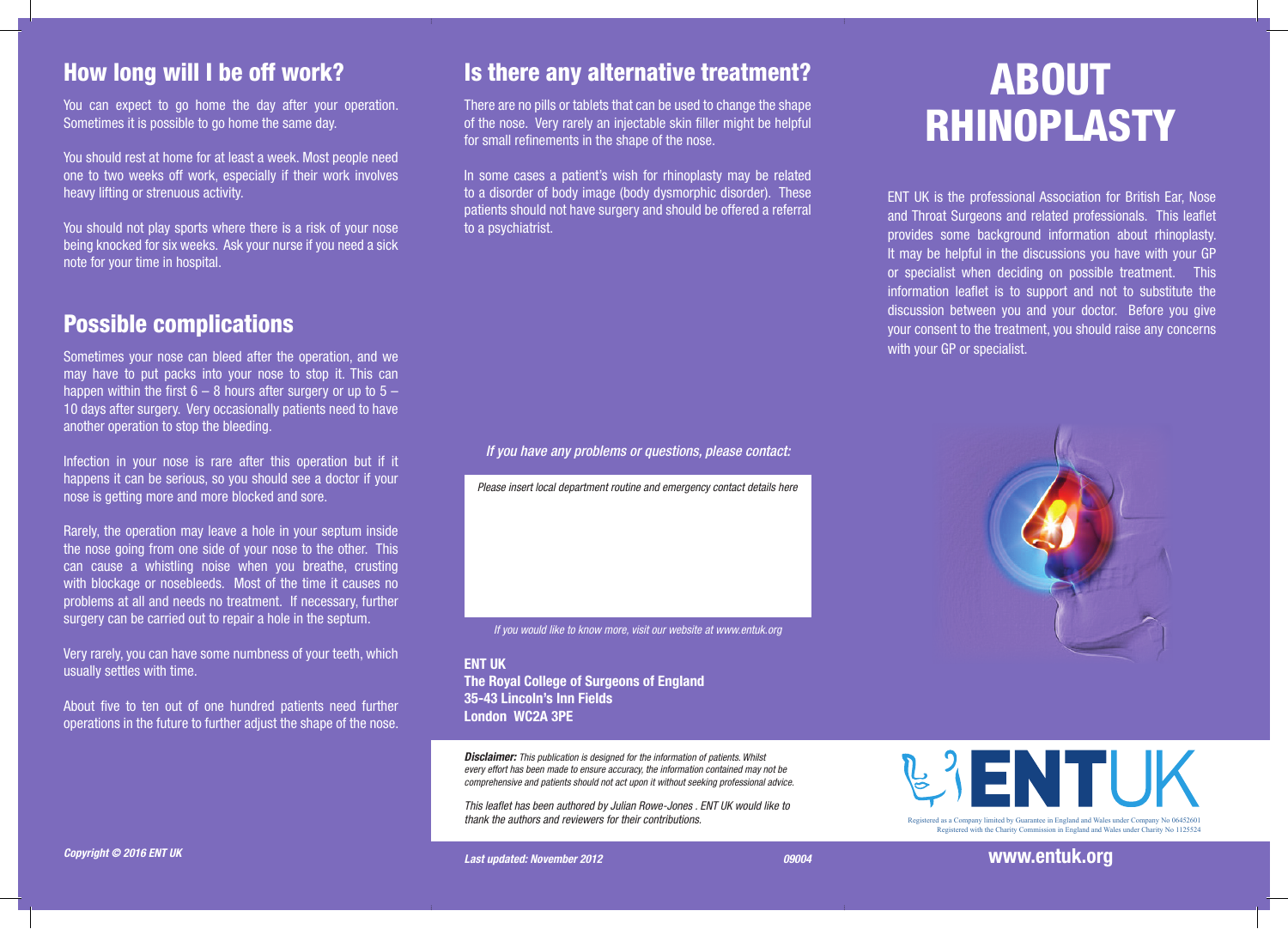# ABOUT RHINOPLASTY

ENT UK is the professional Association for British Ear, Nose and Throat Surgeons and related professionals. This leaflet provides some background information about rhinoplasty. It may be helpful in the discussions you have with your GP or specialist when deciding on possible treatment. This information leaflet is to support and not to substitute the discussion between you and your doctor. Before you give your consent to the treatment, you should raise any concerns with your GP or specialist.

## How long will I be off work?

You can expect to go home the day after your operation. Sometimes it is possible to go home the same day.

You should rest at home for at least a week. Most people need one to two weeks off work, especially if their work involves heavy lifting or strenuous activity.

You should not play sports where there is a risk of your nose being knocked for six weeks. Ask your nurse if you need a sick note for your time in hospital.

## Possible complications

Sometimes your nose can bleed after the operation, and we may have to put packs into your nose to stop it. This can happen within the first 6 – 8 hours after surgery or up to 5 – 10 days after surgery. Very occasionally patients need to have another operation to stop the bleeding.

Infection in your nose is rare after this operation but if it happens it can be serious, so you should see a doctor if your nose is getting more and more blocked and sore.

Rarely, the operation may leave a hole in your septum inside the nose going from one side of your nose to the other. This can cause a whistling noise when you breathe, crusting with blockage or nosebleeds. Most of the time it causes no problems at all and needs no treatment. If necessary, further surgery can be carried out to repair a hole in the septum.

Very rarely, you can have some numbness of your teeth, which usually settles with time.

About five to ten out of one hundred patients need further operations in the future to further adjust the shape of the nose.

*Copyright © 2016 ENT UK*

## Is there any alternative treatment?

There are no pills or tablets that can be used to change the shape of the nose. Very rarely an injectable skin filler might be helpful for small refinements in the shape of the nose.

In some cases a patient's wish for rhinoplasty may be related to a disorder of body image (body dysmorphic disorder). These patients should not have surgery and should be offered a referral to a psychiatrist.

*If you have any problems or questions, please contact:*

*Please insert local department routine and emergency contact details here*

*If you would like to know more, visit our website at www.entuk.org*

**ENT UK**
**The Royal College of Surgeons of England**
**35-43 Lincoln's Inn Fields**
**London WC2A 3PE**

***Disclaimer:*** *This publication is designed for the information of patients. Whilst every effort has been made to ensure accuracy, the information contained may not be comprehensive and patients should not act upon it without seeking professional advice.*

*This leaflet has been authored by Julian Rowe-Jones . ENT UK would like to thank the authors and reviewers for their contributions.*

***Last updated: November 2012*** ***09004***

ENTUK

Registered as a Company limited by Guarantee in England and Wales under Company No 06452601
Registered with the Charity Commission in England and Wales under Charity No 1125524

**www.entuk.org**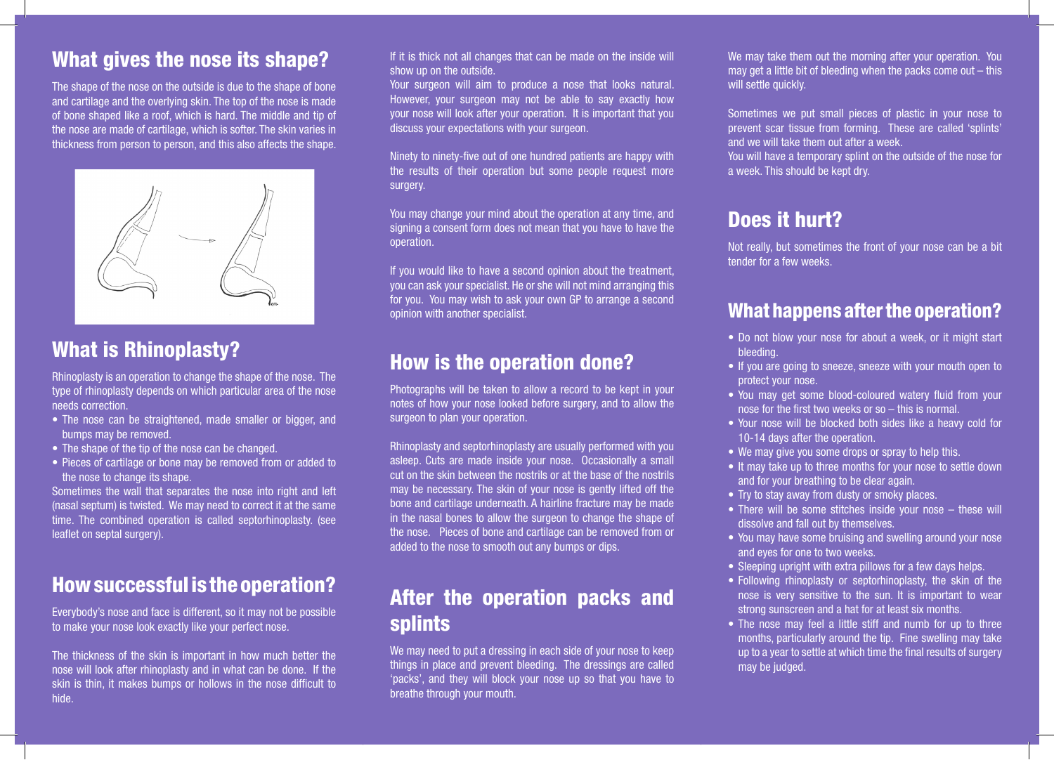## What gives the nose its shape?

The shape of the nose on the outside is due to the shape of bone and cartilage and the overlying skin. The top of the nose is made of bone shaped like a roof, which is hard. The middle and tip of the nose are made of cartilage, which is softer. The skin varies in thickness from person to person, and this also affects the shape.

## What is Rhinoplasty?

Rhinoplasty is an operation to change the shape of the nose. The type of rhinoplasty depends on which particular area of the nose needs correction.

- The nose can be straightened, made smaller or bigger, and bumps may be removed.
- The shape of the tip of the nose can be changed.
- Pieces of cartilage or bone may be removed from or added to the nose to change its shape.

Sometimes the wall that separates the nose into right and left (nasal septum) is twisted. We may need to correct it at the same time. The combined operation is called septorhinoplasty. (see leaflet on septal surgery).

## How successful is the operation?

Everybody's nose and face is different, so it may not be possible to make your nose look exactly like your perfect nose.

The thickness of the skin is important in how much better the nose will look after rhinoplasty and in what can be done. If the skin is thin, it makes bumps or hollows in the nose difficult to hide.

If it is thick not all changes that can be made on the inside will show up on the outside.

Your surgeon will aim to produce a nose that looks natural. However, your surgeon may not be able to say exactly how your nose will look after your operation. It is important that you discuss your expectations with your surgeon.

Ninety to ninety-five out of one hundred patients are happy with the results of their operation but some people request more surgery.

You may change your mind about the operation at any time, and signing a consent form does not mean that you have to have the operation.

If you would like to have a second opinion about the treatment, you can ask your specialist. He or she will not mind arranging this for you. You may wish to ask your own GP to arrange a second opinion with another specialist.

## How is the operation done?

Photographs will be taken to allow a record to be kept in your notes of how your nose looked before surgery, and to allow the surgeon to plan your operation.

Rhinoplasty and septorhinoplasty are usually performed with you asleep. Cuts are made inside your nose. Occasionally a small cut on the skin between the nostrils or at the base of the nostrils may be necessary. The skin of your nose is gently lifted off the bone and cartilage underneath. A hairline fracture may be made in the nasal bones to allow the surgeon to change the shape of the nose. Pieces of bone and cartilage can be removed from or added to the nose to smooth out any bumps or dips.

## After the operation packs and splints

We may need to put a dressing in each side of your nose to keep things in place and prevent bleeding. The dressings are called 'packs', and they will block your nose up so that you have to breathe through your mouth.

We may take them out the morning after your operation. You may get a little bit of bleeding when the packs come out – this will settle quickly.

Sometimes we put small pieces of plastic in your nose to prevent scar tissue from forming. These are called 'splints' and we will take them out after a week.

You will have a temporary splint on the outside of the nose for a week. This should be kept dry.

## Does it hurt?

Not really, but sometimes the front of your nose can be a bit tender for a few weeks.

## What happens after the operation?

- Do not blow your nose for about a week, or it might start bleeding.
- If you are going to sneeze, sneeze with your mouth open to protect your nose.
- You may get some blood-coloured watery fluid from your nose for the first two weeks or so – this is normal.
- Your nose will be blocked both sides like a heavy cold for 10-14 days after the operation.
- We may give you some drops or spray to help this.
- It may take up to three months for your nose to settle down and for your breathing to be clear again.
- Try to stay away from dusty or smoky places.
- There will be some stitches inside your nose – these will dissolve and fall out by themselves.
- You may have some bruising and swelling around your nose and eyes for one to two weeks.
- Sleeping upright with extra pillows for a few days helps.
- Following rhinoplasty or septorhinoplasty, the skin of the nose is very sensitive to the sun. It is important to wear strong sunscreen and a hat for at least six months.
- The nose may feel a little stiff and numb for up to three months, particularly around the tip. Fine swelling may take up to a year to settle at which time the final results of surgery may be judged.